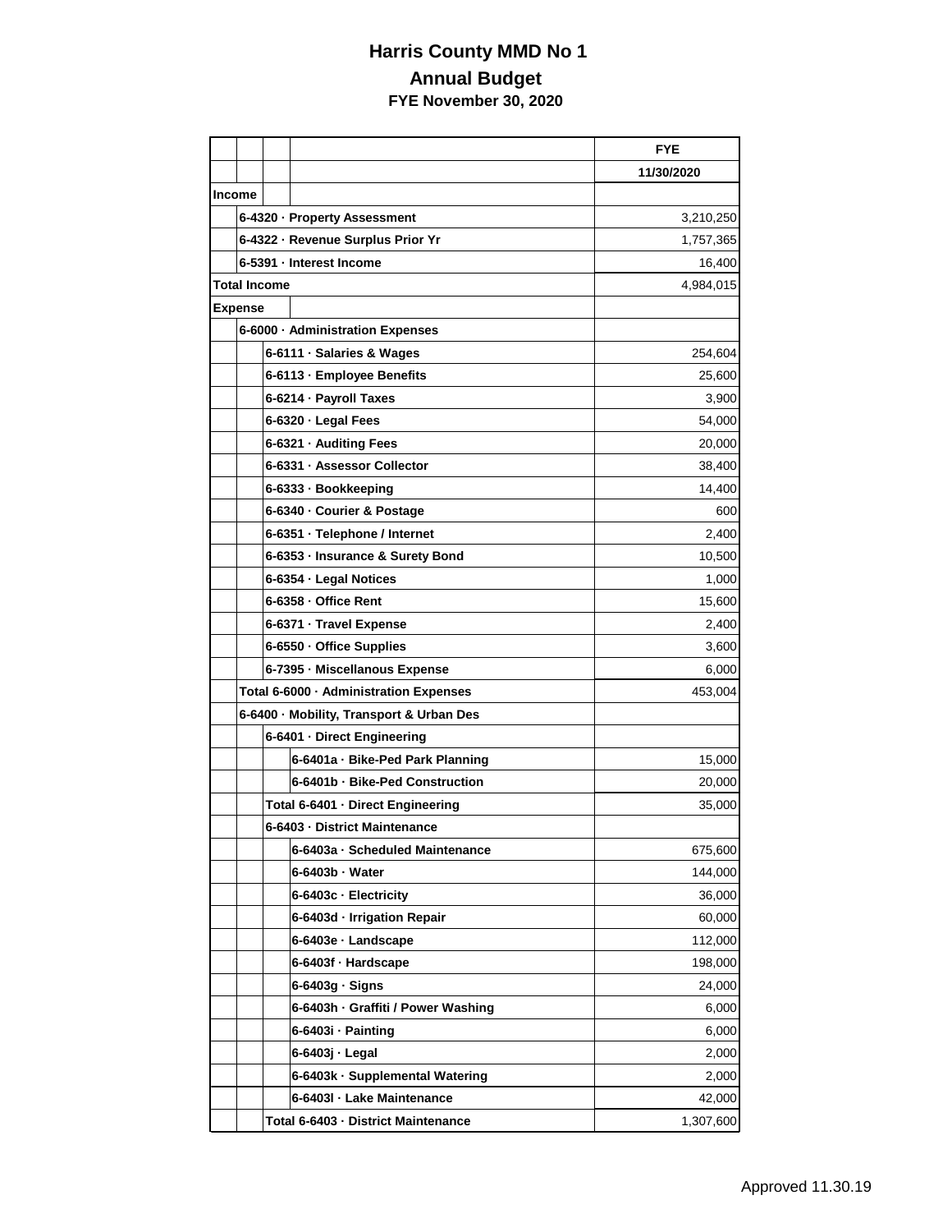# Harris County MMD No 1

## Annual Budget

### FYE November 30, 2020

| | FYE 11/30/2020 |
|---|---|
| **Income** | |
| 6-4320 · Property Assessment | 3,210,250 |
| 6-4322 · Revenue Surplus Prior Yr | 1,757,365 |
| 6-5391 · Interest Income | 16,400 |
| **Total Income** | 4,984,015 |
| **Expense** | |
| 6-6000 · Administration Expenses | |
| 6-6111 · Salaries & Wages | 254,604 |
| 6-6113 · Employee Benefits | 25,600 |
| 6-6214 · Payroll Taxes | 3,900 |
| 6-6320 · Legal Fees | 54,000 |
| 6-6321 · Auditing Fees | 20,000 |
| 6-6331 · Assessor Collector | 38,400 |
| 6-6333 · Bookkeeping | 14,400 |
| 6-6340 · Courier & Postage | 600 |
| 6-6351 · Telephone / Internet | 2,400 |
| 6-6353 · Insurance & Surety Bond | 10,500 |
| 6-6354 · Legal Notices | 1,000 |
| 6-6358 · Office Rent | 15,600 |
| 6-6371 · Travel Expense | 2,400 |
| 6-6550 · Office Supplies | 3,600 |
| 6-7395 · Miscellanous Expense | 6,000 |
| Total 6-6000 · Administration Expenses | 453,004 |
| 6-6400 · Mobility, Transport & Urban Des | |
| 6-6401 · Direct Engineering | |
| 6-6401a · Bike-Ped Park Planning | 15,000 |
| 6-6401b · Bike-Ped Construction | 20,000 |
| Total 6-6401 · Direct Engineering | 35,000 |
| 6-6403 · District Maintenance | |
| 6-6403a · Scheduled Maintenance | 675,600 |
| 6-6403b · Water | 144,000 |
| 6-6403c · Electricity | 36,000 |
| 6-6403d · Irrigation Repair | 60,000 |
| 6-6403e · Landscape | 112,000 |
| 6-6403f · Hardscape | 198,000 |
| 6-6403g · Signs | 24,000 |
| 6-6403h · Graffiti / Power Washing | 6,000 |
| 6-6403i · Painting | 6,000 |
| 6-6403j · Legal | 2,000 |
| 6-6403k · Supplemental Watering | 2,000 |
| 6-6403l · Lake Maintenance | 42,000 |
| Total 6-6403 · District Maintenance | 1,307,600 |

Approved 11.30.19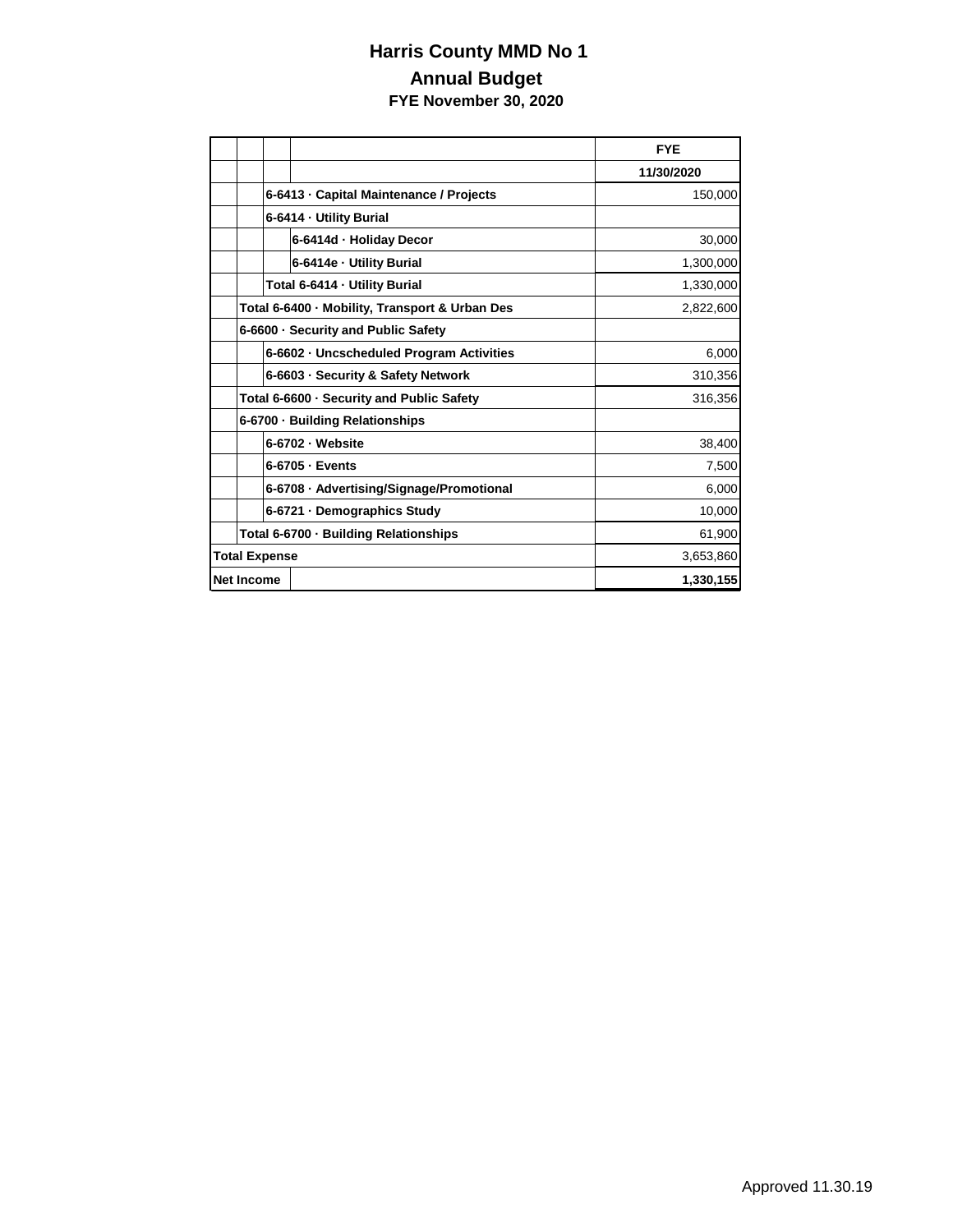# Harris County MMD No 1

## Annual Budget

### FYE November 30, 2020

| | FYE 11/30/2020 |
|---|---|
| 6-6413 · Capital Maintenance / Projects | 150,000 |
| 6-6414 · Utility Burial | |
| 6-6414d · Holiday Decor | 30,000 |
| 6-6414e · Utility Burial | 1,300,000 |
| Total 6-6414 · Utility Burial | 1,330,000 |
| Total 6-6400 · Mobility, Transport & Urban Des | 2,822,600 |
| 6-6600 · Security and Public Safety | |
| 6-6602 · Uncscheduled Program Activities | 6,000 |
| 6-6603 · Security & Safety Network | 310,356 |
| Total 6-6600 · Security and Public Safety | 316,356 |
| 6-6700 · Building Relationships | |
| 6-6702 · Website | 38,400 |
| 6-6705 · Events | 7,500 |
| 6-6708 · Advertising/Signage/Promotional | 6,000 |
| 6-6721 · Demographics Study | 10,000 |
| Total 6-6700 · Building Relationships | 61,900 |
| Total Expense | 3,653,860 |
| Net Income | **1,330,155** |

Approved 11.30.19